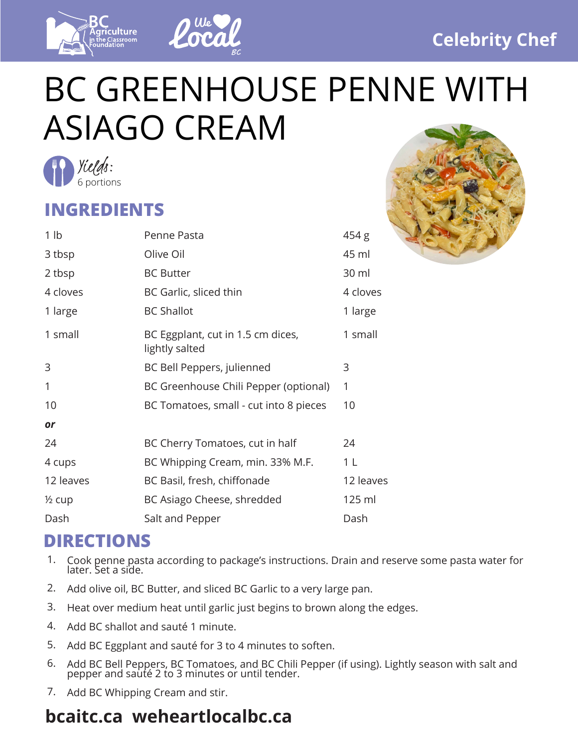Celebrity Chef

# BC GREENHOUSE PENNE WITH ASIAGO CREAM

*Yields:* 6 portions

## INGREDIENTS

| | | |
|---|---|---|
| 1 lb | Penne Pasta | 454 g |
| 3 tbsp | Olive Oil | 45 ml |
| 2 tbsp | BC Butter | 30 ml |
| 4 cloves | BC Garlic, sliced thin | 4 cloves |
| 1 large | BC Shallot | 1 large |
| 1 small | BC Eggplant, cut in 1.5 cm dices, lightly salted | 1 small |
| 3 | BC Bell Peppers, julienned | 3 |
| 1 | BC Greenhouse Chili Pepper (optional) | 1 |
| 10 | BC Tomatoes, small - cut into 8 pieces | 10 |
| ***or*** | | |
| 24 | BC Cherry Tomatoes, cut in half | 24 |
| 4 cups | BC Whipping Cream, min. 33% M.F. | 1 L |
| 12 leaves | BC Basil, fresh, chiffonade | 12 leaves |
| ½ cup | BC Asiago Cheese, shredded | 125 ml |
| Dash | Salt and Pepper | Dash |

## DIRECTIONS

1. Cook penne pasta according to package's instructions. Drain and reserve some pasta water for later. Set a side.
2. Add olive oil, BC Butter, and sliced BC Garlic to a very large pan.
3. Heat over medium heat until garlic just begins to brown along the edges.
4. Add BC shallot and sauté 1 minute.
5. Add BC Eggplant and sauté for 3 to 4 minutes to soften.
6. Add BC Bell Peppers, BC Tomatoes, and BC Chili Pepper (if using). Lightly season with salt and pepper and sauté 2 to 3 minutes or until tender.
7. Add BC Whipping Cream and stir.

**bcaitc.ca weheartlocalbc.ca**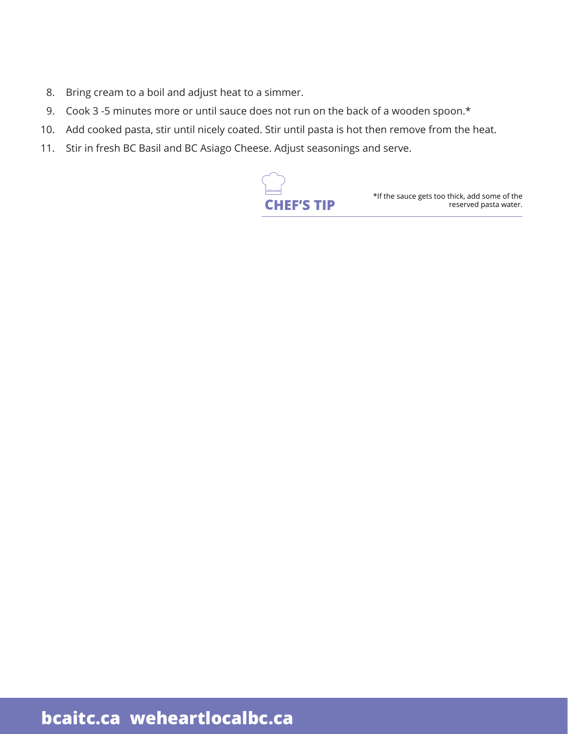8. Bring cream to a boil and adjust heat to a simmer.
9. Cook 3 -5 minutes more or until sauce does not run on the back of a wooden spoon.*
10. Add cooked pasta, stir until nicely coated. Stir until pasta is hot then remove from the heat.
11. Stir in fresh BC Basil and BC Asiago Cheese. Adjust seasonings and serve.

**CHEF'S TIP**

*If the sauce gets too thick, add some of the reserved pasta water.

**bcaitc.ca weheartlocalbc.ca**